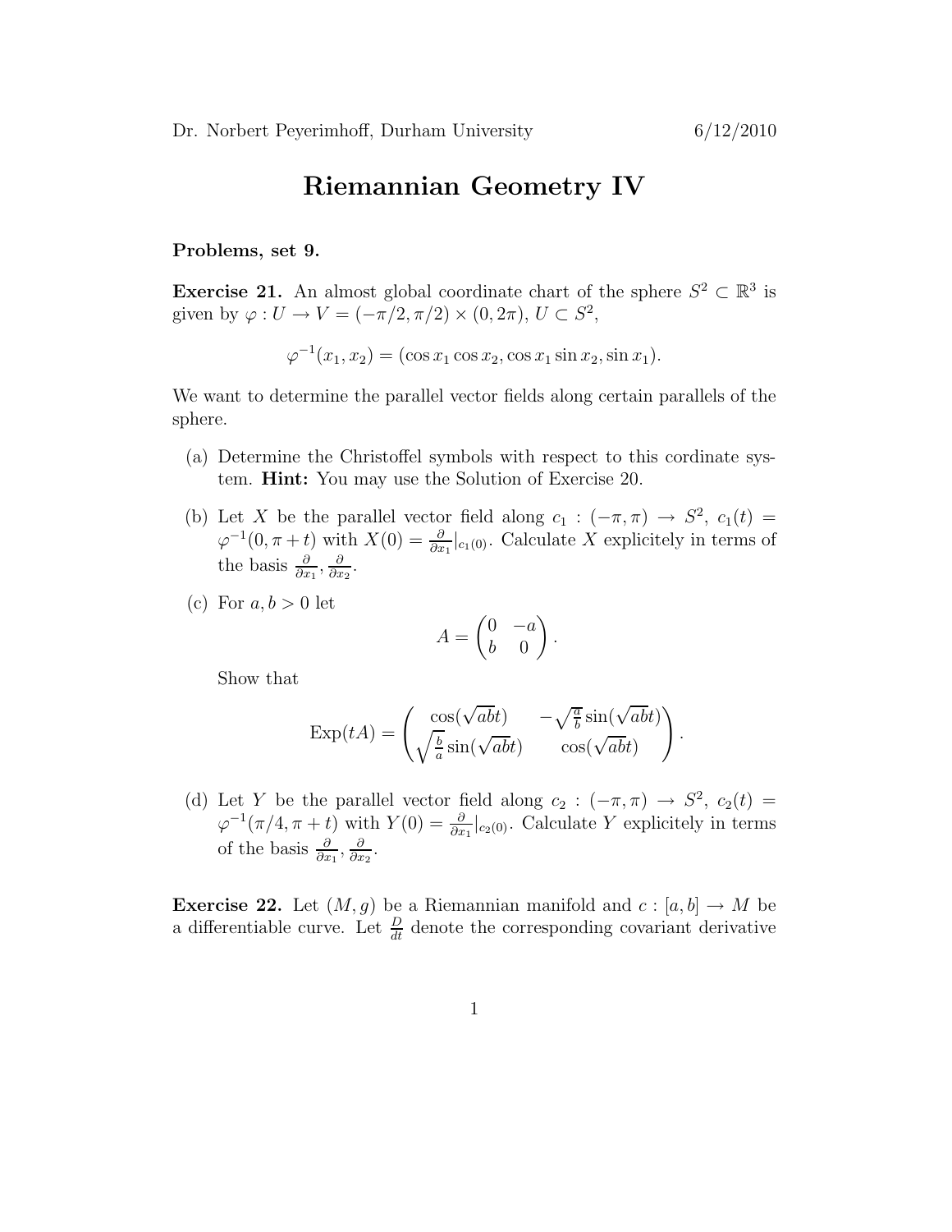Dr. Norbert Peyerimhoff, Durham University 6/12/2010

# Riemannian Geometry IV

**Problems, set 9.**

**Exercise 21.** An almost global coordinate chart of the sphere $S^2 \subset \mathbb{R}^3$ is given by $\varphi : U \to V = (-\pi/2, \pi/2) \times (0, 2\pi)$, $U \subset S^2$,

$$\varphi^{-1}(x_1, x_2) = (\cos x_1 \cos x_2, \cos x_1 \sin x_2, \sin x_1).$$

We want to determine the parallel vector fields along certain parallels of the sphere.

(a) Determine the Christoffel symbols with respect to this cordinate system. **Hint:** You may use the Solution of Exercise 20.

(b) Let $X$ be the parallel vector field along $c_1 : (-\pi, \pi) \to S^2$, $c_1(t) = \varphi^{-1}(0, \pi + t)$ with $X(0) = \frac{\partial}{\partial x_1}|_{c_1(0)}$. Calculate $X$ explicitely in terms of the basis $\frac{\partial}{\partial x_1}, \frac{\partial}{\partial x_2}$.

(c) For $a, b > 0$ let

$$A = \begin{pmatrix} 0 & -a \\ b & 0 \end{pmatrix}.$$

Show that

$$\mathrm{Exp}(tA) = \begin{pmatrix} \cos(\sqrt{ab}t) & -\sqrt{\frac{a}{b}} \sin(\sqrt{ab}t) \\ \sqrt{\frac{b}{a}} \sin(\sqrt{ab}t) & \cos(\sqrt{ab}t) \end{pmatrix}.$$

(d) Let $Y$ be the parallel vector field along $c_2 : (-\pi, \pi) \to S^2$, $c_2(t) = \varphi^{-1}(\pi/4, \pi + t)$ with $Y(0) = \frac{\partial}{\partial x_1}|_{c_2(0)}$. Calculate $Y$ explicitely in terms of the basis $\frac{\partial}{\partial x_1}, \frac{\partial}{\partial x_2}$.

**Exercise 22.** Let $(M, g)$ be a Riemannian manifold and $c : [a, b] \to M$ be a differentiable curve. Let $\frac{D}{dt}$ denote the corresponding covariant derivative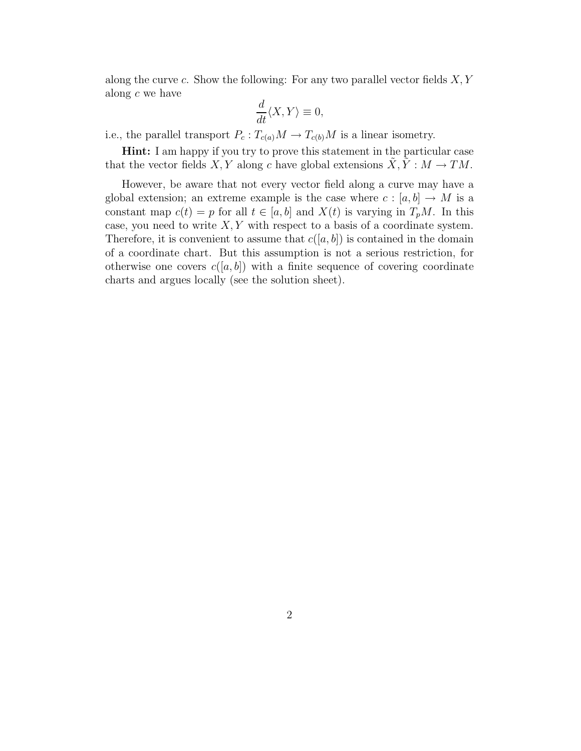along the curve $c$. Show the following: For any two parallel vector fields $X, Y$ along $c$ we have

$$\frac{d}{dt}\langle X, Y \rangle \equiv 0,$$

i.e., the parallel transport $P_c : T_{c(a)}M \to T_{c(b)}M$ is a linear isometry.

**Hint:** I am happy if you try to prove this statement in the particular case that the vector fields $X, Y$ along $c$ have global extensions $\tilde{X}, \tilde{Y} : M \to TM$.

However, be aware that not every vector field along a curve may have a global extension; an extreme example is the case where $c : [a, b] \to M$ is a constant map $c(t) = p$ for all $t \in [a, b]$ and $X(t)$ is varying in $T_pM$. In this case, you need to write $X, Y$ with respect to a basis of a coordinate system. Therefore, it is convenient to assume that $c([a, b])$ is contained in the domain of a coordinate chart. But this assumption is not a serious restriction, for otherwise one covers $c([a, b])$ with a finite sequence of covering coordinate charts and argues locally (see the solution sheet).